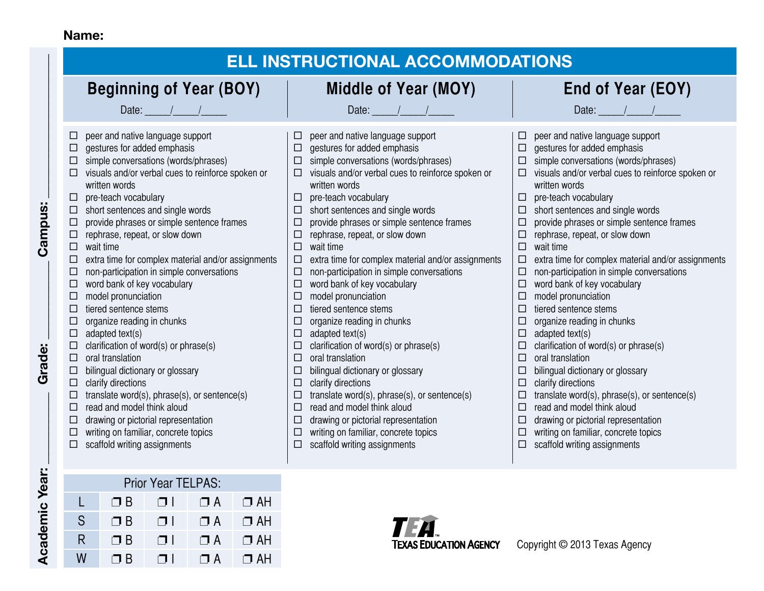**Name:**

**Campus:** ____________ **Grade:** ____________ **Academic Year:** ____________

# ELL INSTRUCTIONAL ACCOMMODATIONS

## Beginning of Year (BOY)

Date: _____/_____/_____

- ☐ peer and native language support
- ☐ gestures for added emphasis
- ☐ simple conversations (words/phrases)
- ☐ visuals and/or verbal cues to reinforce spoken or written words
- ☐ pre-teach vocabulary
- ☐ short sentences and single words
- ☐ provide phrases or simple sentence frames
- ☐ rephrase, repeat, or slow down
- ☐ wait time
- ☐ extra time for complex material and/or assignments
- ☐ non-participation in simple conversations
- ☐ word bank of key vocabulary
- ☐ model pronunciation
- ☐ tiered sentence stems
- ☐ organize reading in chunks
- ☐ adapted text(s)
- ☐ clarification of word(s) or phrase(s)
- ☐ oral translation
- ☐ bilingual dictionary or glossary
- ☐ clarify directions
- ☐ translate word(s), phrase(s), or sentence(s)
- ☐ read and model think aloud
- ☐ drawing or pictorial representation
- ☐ writing on familiar, concrete topics
- ☐ scaffold writing assignments

## Middle of Year (MOY)

Date: _____/_____/_____

- ☐ peer and native language support
- ☐ gestures for added emphasis
- ☐ simple conversations (words/phrases)
- ☐ visuals and/or verbal cues to reinforce spoken or written words
- ☐ pre-teach vocabulary
- ☐ short sentences and single words
- ☐ provide phrases or simple sentence frames
- ☐ rephrase, repeat, or slow down
- ☐ wait time
- ☐ extra time for complex material and/or assignments
- ☐ non-participation in simple conversations
- ☐ word bank of key vocabulary
- ☐ model pronunciation
- ☐ tiered sentence stems
- ☐ organize reading in chunks
- ☐ adapted text(s)
- ☐ clarification of word(s) or phrase(s)
- ☐ oral translation
- ☐ bilingual dictionary or glossary
- ☐ clarify directions
- ☐ translate word(s), phrase(s), or sentence(s)
- ☐ read and model think aloud
- ☐ drawing or pictorial representation
- ☐ writing on familiar, concrete topics
- ☐ scaffold writing assignments

## End of Year (EOY)

Date: _____/_____/_____

- ☐ peer and native language support
- ☐ gestures for added emphasis
- ☐ simple conversations (words/phrases)
- ☐ visuals and/or verbal cues to reinforce spoken or written words
- ☐ pre-teach vocabulary
- ☐ short sentences and single words
- ☐ provide phrases or simple sentence frames
- ☐ rephrase, repeat, or slow down
- ☐ wait time
- ☐ extra time for complex material and/or assignments
- ☐ non-participation in simple conversations
- ☐ word bank of key vocabulary
- ☐ model pronunciation
- ☐ tiered sentence stems
- ☐ organize reading in chunks
- ☐ adapted text(s)
- ☐ clarification of word(s) or phrase(s)
- ☐ oral translation
- ☐ bilingual dictionary or glossary
- ☐ clarify directions
- ☐ translate word(s), phrase(s), or sentence(s)
- ☐ read and model think aloud
- ☐ drawing or pictorial representation
- ☐ writing on familiar, concrete topics
- ☐ scaffold writing assignments

| Prior Year TELPAS: | | | | |
|---|---|---|---|---|
| L | ❒ B | ❒ I | ❒ A | ❒ AH |
| S | ❒ B | ❒ I | ❒ A | ❒ AH |
| R | ❒ B | ❒ I | ❒ A | ❒ AH |
| W | ❒ B | ❒ I | ❒ A | ❒ AH |

TEA Texas Education Agency

Copyright © 2013 Texas Agency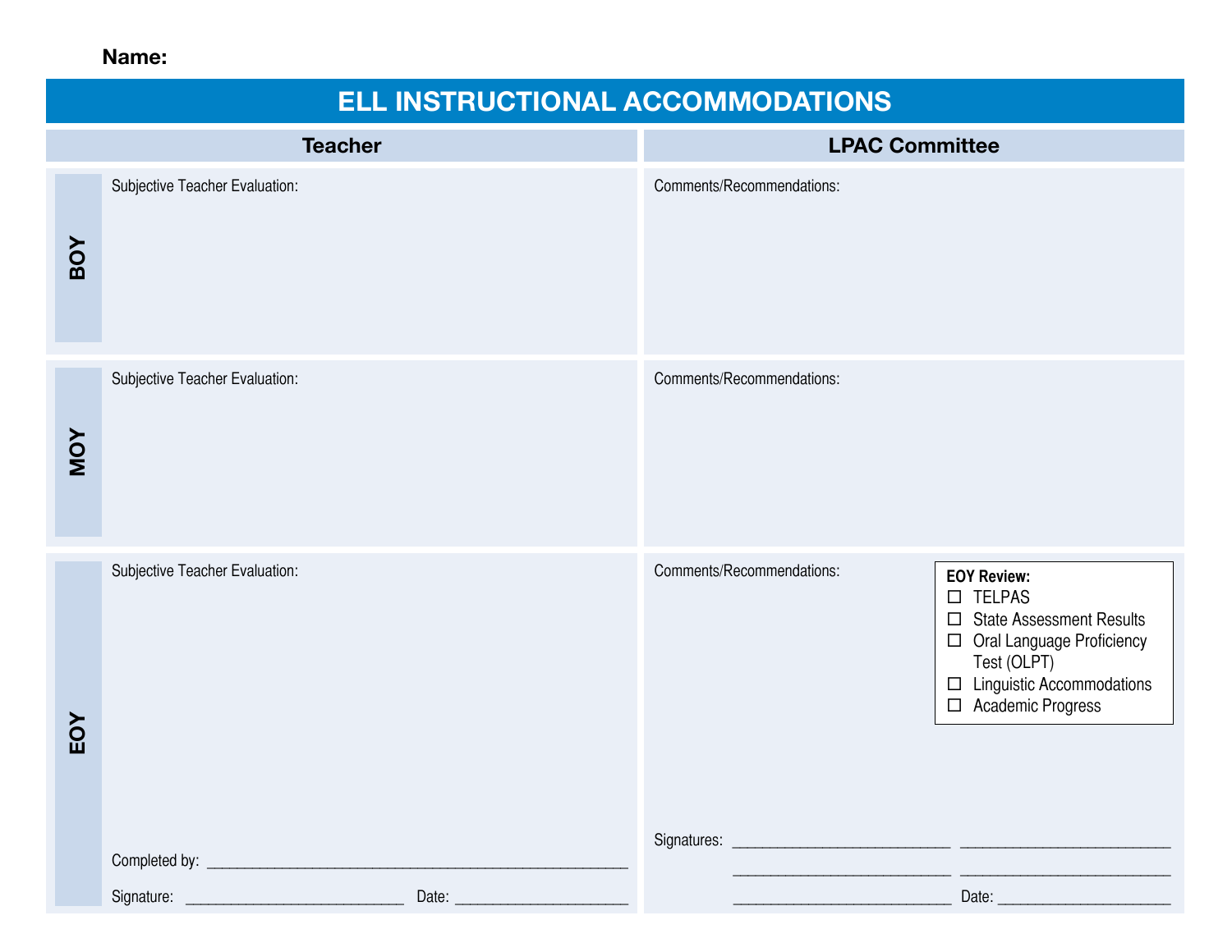Name:

# ELL INSTRUCTIONAL ACCOMMODATIONS

| | Teacher | LPAC Committee |
|---|---|---|
| **BOY** | Subjective Teacher Evaluation: | Comments/Recommendations: |
| **MOY** | Subjective Teacher Evaluation: | Comments/Recommendations: |
| **EOY** | Subjective Teacher Evaluation:<br><br>Completed by: ____________________<br><br>Signature: ____________________ Date: ____________________ | Comments/Recommendations:<br><br>**EOY Review:**<br>☐ TELPAS<br>☐ State Assessment Results<br>☐ Oral Language Proficiency Test (OLPT)<br>☐ Linguistic Accommodations<br>☐ Academic Progress<br><br>Signatures: ____________________ ____________________<br>____________________ ____________________<br>____________________ Date: ____________________ |